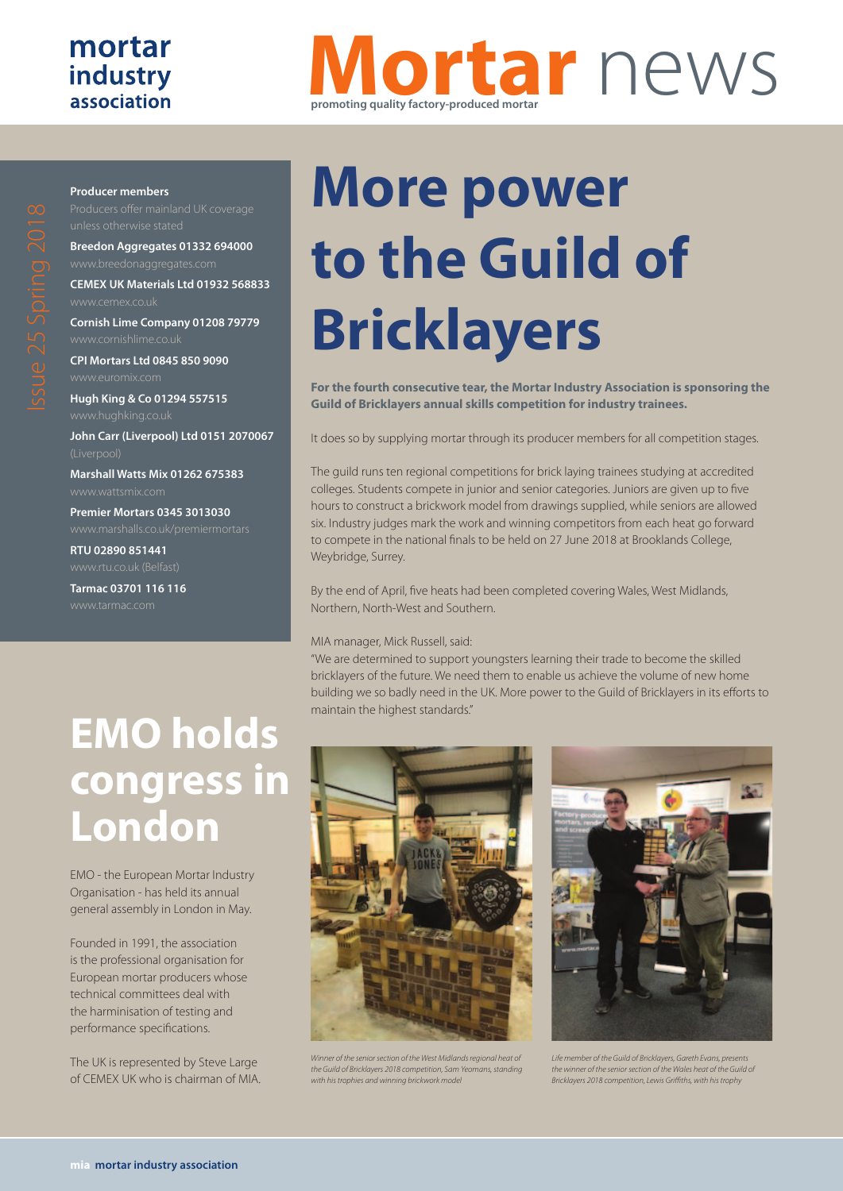mortar industry association

# Mortar news

promoting quality factory-produced mortar

Issue 25 Spring 2018

**Producer members**

Producers offer mainland UK coverage unless otherwise stated

**Breedon Aggregates 01332 694000**
www.breedonaggregates.com

**CEMEX UK Materials Ltd 01932 568833**
www.cemex.co.uk

**Cornish Lime Company 01208 79779**
www.cornishlime.co.uk

**CPI Mortars Ltd 0845 850 9090**
www.euromix.com

**Hugh King & Co 01294 557515**
www.hughking.co.uk

**John Carr (Liverpool) Ltd 0151 2070067**
(Liverpool)

**Marshall Watts Mix 01262 675383**
www.wattsmix.com

**Premier Mortars 0345 3013030**
www.marshalls.co.uk/premiermortars

**RTU 02890 851441**
www.rtu.co.uk (Belfast)

**Tarmac 03701 116 116**
www.tarmac.com

# More power to the Guild of Bricklayers

**For the fourth consecutive tear, the Mortar Industry Association is sponsoring the Guild of Bricklayers annual skills competition for industry trainees.**

It does so by supplying mortar through its producer members for all competition stages.

The guild runs ten regional competitions for brick laying trainees studying at accredited colleges. Students compete in junior and senior categories. Juniors are given up to five hours to construct a brickwork model from drawings supplied, while seniors are allowed six. Industry judges mark the work and winning competitors from each heat go forward to compete in the national finals to be held on 27 June 2018 at Brooklands College, Weybridge, Surrey.

By the end of April, five heats had been completed covering Wales, West Midlands, Northern, North-West and Southern.

MIA manager, Mick Russell, said:
"We are determined to support youngsters learning their trade to become the skilled bricklayers of the future. We need them to enable us achieve the volume of new home building we so badly need in the UK. More power to the Guild of Bricklayers in its efforts to maintain the highest standards."

*Winner of the senior section of the West Midlands regional heat of the Guild of Bricklayers 2018 competition, Sam Yeomans, standing with his trophies and winning brickwork model*

*Life member of the Guild of Bricklayers, Gareth Evans, presents the winner of the senior section of the Wales heat of the Guild of Bricklayers 2018 competition, Lewis Griffiths, with his trophy*

# EMO holds congress in London

EMO - the European Mortar Industry Organisation - has held its annual general assembly in London in May.

Founded in 1991, the association is the professional organisation for European mortar producers whose technical committees deal with the harminisation of testing and performance specifications.

The UK is represented by Steve Large of CEMEX UK who is chairman of MIA.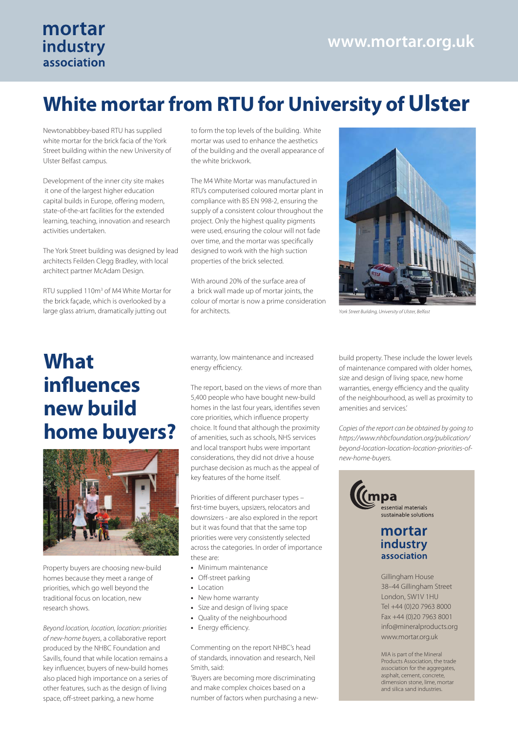# White mortar from RTU for University of Ulster

Newtonabbbey-based RTU has supplied white mortar for the brick facia of the York Street building within the new University of Ulster Belfast campus.

Development of the inner city site makes it one of the largest higher education capital builds in Europe, offering modern, state-of-the-art facilities for the extended learning, teaching, innovation and research activities undertaken.

The York Street building was designed by lead architects Feilden Clegg Bradley, with local architect partner McAdam Design.

RTU supplied 110m$^3$ of M4 White Mortar for the brick façade, which is overlooked by a large glass atrium, dramatically jutting out to form the top levels of the building. White mortar was used to enhance the aesthetics of the building and the overall appearance of the white brickwork.

The M4 White Mortar was manufactured in RTU's computerised coloured mortar plant in compliance with BS EN 998-2, ensuring the supply of a consistent colour throughout the project. Only the highest quality pigments were used, ensuring the colour will not fade over time, and the mortar was specifically designed to work with the high suction properties of the brick selected.

With around 20% of the surface area of a brick wall made up of mortar joints, the colour of mortar is now a prime consideration for architects.

*York Street Building, University of Ulster, Belfast*

# What influences new build home buyers?

Property buyers are choosing new-build homes because they meet a range of priorities, which go well beyond the traditional focus on location, new research shows.

*Beyond location, location, location: priorities of new-home buyers*, a collaborative report produced by the NHBC Foundation and Savills, found that while location remains a key influencer, buyers of new-build homes also placed high importance on a series of other features, such as the design of living space, off-street parking, a new home warranty, low maintenance and increased energy efficiency.

The report, based on the views of more than 5,400 people who have bought new-build homes in the last four years, identifies seven core priorities, which influence property choice. It found that although the proximity of amenities, such as schools, NHS services and local transport hubs were important considerations, they did not drive a house purchase decision as much as the appeal of key features of the home itself.

Priorities of different purchaser types – first-time buyers, upsizers, relocators and downsizers - are also explored in the report but it was found that that the same top priorities were very consistently selected across the categories. In order of importance these are:

- Minimum maintenance
- Off-street parking
- Location
- New home warranty
- Size and design of living space
- Quality of the neighbourhood
- Energy efficiency.

Commenting on the report NHBC's head of standards, innovation and research, Neil Smith, said:

'Buyers are becoming more discriminating and make complex choices based on a number of factors when purchasing a new-build property. These include the lower levels of maintenance compared with older homes, size and design of living space, new home warranties, energy efficiency and the quality of the neighbourhood, as well as proximity to amenities and services.'

*Copies of the report can be obtained by going to https://www.nhbcfoundation.org/publication/beyond-location-location-location-priorities-of-new-home-buyers.*

mpa
essential materials
sustainable solutions

mortar industry association

Gillingham House
38–44 Gillingham Street
London, SW1V 1HU
Tel +44 (0)20 7963 8000
Fax +44 (0)20 7963 8001
info@mineralproducts.org
www.mortar.org.uk

MIA is part of the Mineral Products Association, the trade association for the aggregates, asphalt, cement, concrete, dimension stone, lime, mortar and silica sand industries.